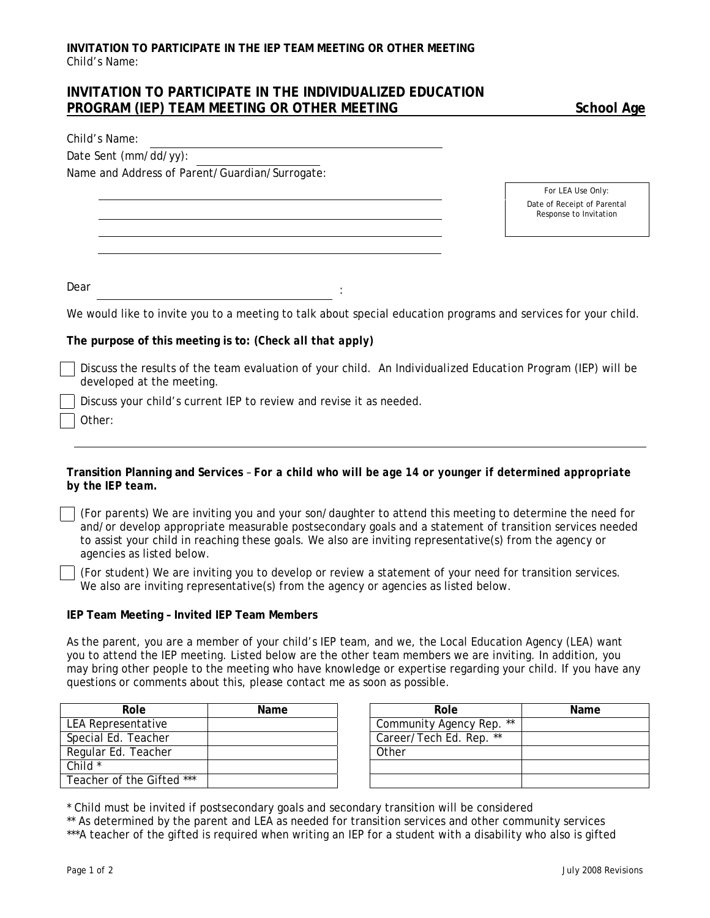## INVITATION TO PARTICIPATE IN THE INDIVIDUALIZED EDUCATION PROGRAM (IEP) TEAM MEETING OR OTHER MEETING

**School Age**

Child's Name: ______________________________

Date Sent (mm/dd/yy): ______________

Name and Address of Parent/Guardian/Surrogate:

______________________________

______________________________

______________________________

______________________________

For LEA Use Only:
Date of Receipt of Parental Response to Invitation

Dear ______________________________ :

We would like to invite you to a meeting to talk about special education programs and services for your child.

***The purpose of this meeting is to: (Check all that apply)***

- ☐ Discuss the results of the team evaluation of your child. An Individualized Education Program (IEP) will be developed at the meeting.
- ☐ Discuss your child's current IEP to review and revise it as needed.
- ☐ Other: ______________________________

***Transition Planning and Services** – For a child who will be age 14 or younger if determined appropriate by the IEP team.*

- ☐ (For parents) We are inviting you and your son/daughter to attend this meeting to determine the need for and/or develop appropriate measurable postsecondary goals and a statement of transition services needed to assist your child in reaching these goals. We also are inviting representative(s) from the agency or agencies as listed below.
- ☐ (For student) We are inviting you to develop or review a statement of your need for transition services. We also are inviting representative(s) from the agency or agencies as listed below.

**IEP Team Meeting – Invited IEP Team Members**

As the parent, you are a member of your child's IEP team, and we, the Local Education Agency (LEA) want you to attend the IEP meeting. Listed below are the other team members we are inviting. In addition, you may bring other people to the meeting who have knowledge or expertise regarding your child. If you have any questions or comments about this, please contact me as soon as possible.

| Role | Name |
|---|---|
| LEA Representative | |
| Special Ed. Teacher | |
| Regular Ed. Teacher | |
| Child * | |
| Teacher of the Gifted *** | |

| Role | Name |
|---|---|
| Community Agency Rep. ** | |
| Career/Tech Ed. Rep. ** | |
| Other | |
| | |
| | |

\* Child must be invited if postsecondary goals and secondary transition will be considered

** As determined by the parent and LEA as needed for transition services and other community services

***A teacher of the gifted is required when writing an IEP for a student with a disability who also is gifted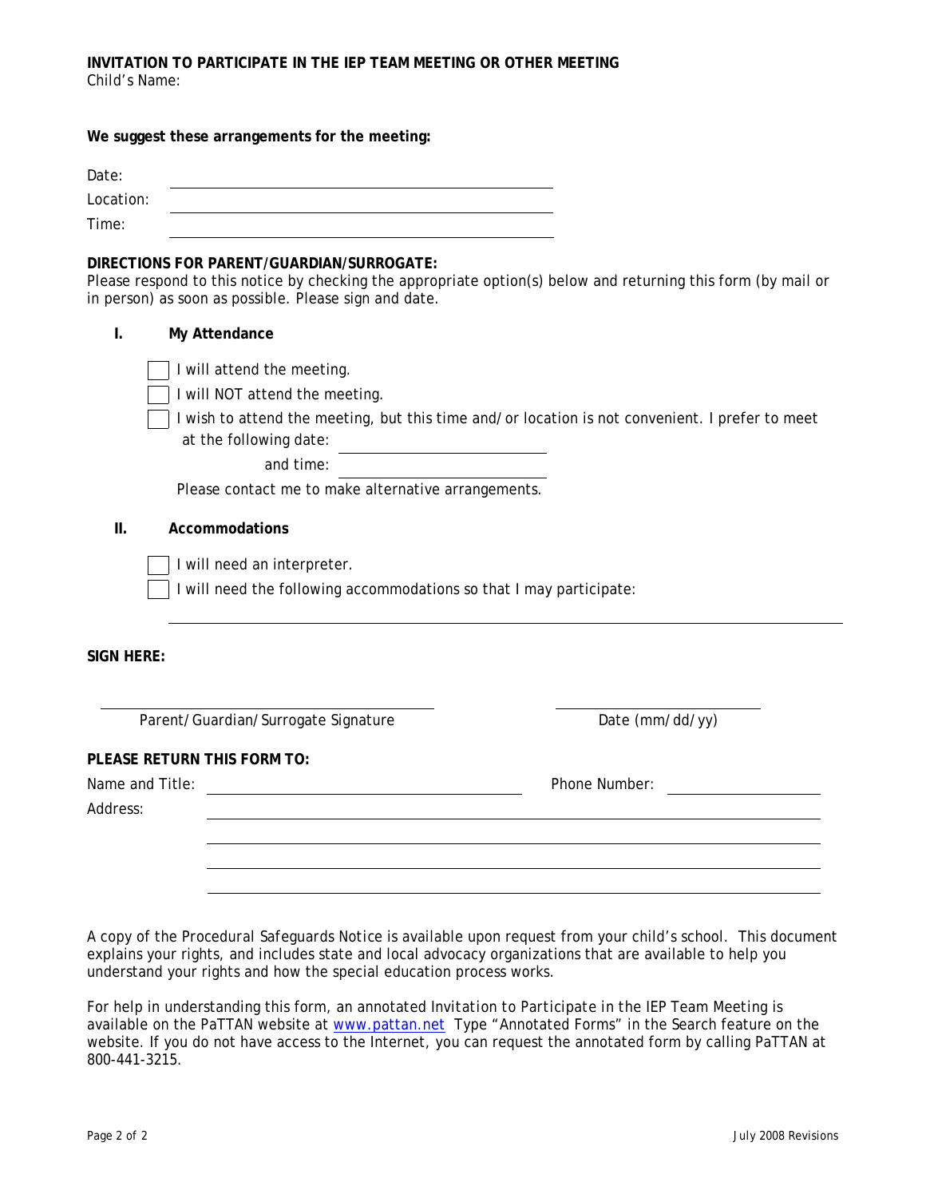**INVITATION TO PARTICIPATE IN THE IEP TEAM MEETING OR OTHER MEETING**
Child's Name:

**We suggest these arrangements for the meeting:**

Date: ____________________

Location: ____________________

Time: ____________________

**DIRECTIONS FOR PARENT/GUARDIAN/SURROGATE:**
Please respond to this notice by checking the appropriate option(s) below and returning this form (by mail or in person) as soon as possible. Please sign and date.

**I. My Attendance**

- ☐ I will attend the meeting.
- ☐ I will NOT attend the meeting.
- ☐ I wish to attend the meeting, but this time and/or location is not convenient. I prefer to meet at the following date: ____________________
  and time: ____________________
  Please contact me to make alternative arrangements.

**II. Accommodations**

- ☐ I will need an interpreter.
- ☐ I will need the following accommodations so that I may participate:

____________________

**SIGN HERE:**

____________________ Parent/Guardian/Surrogate Signature

____________________ Date (mm/dd/yy)

**PLEASE RETURN THIS FORM TO:**

Name and Title: ____________________ Phone Number: ____________________

Address: ____________________

____________________

____________________

____________________

A copy of the *Procedural Safeguards Notice* is available upon request from your child's school. This document explains your rights, and includes state and local advocacy organizations that are available to help you understand your rights and how the special education process works.

For help in understanding this form, an annotated *Invitation to Participate in the IEP Team Meeting* is available on the PaTTAN website at www.pattan.net Type "Annotated Forms" in the Search feature on the website. If you do not have access to the Internet, you can request the annotated form by calling PaTTAN at 800-441-3215.